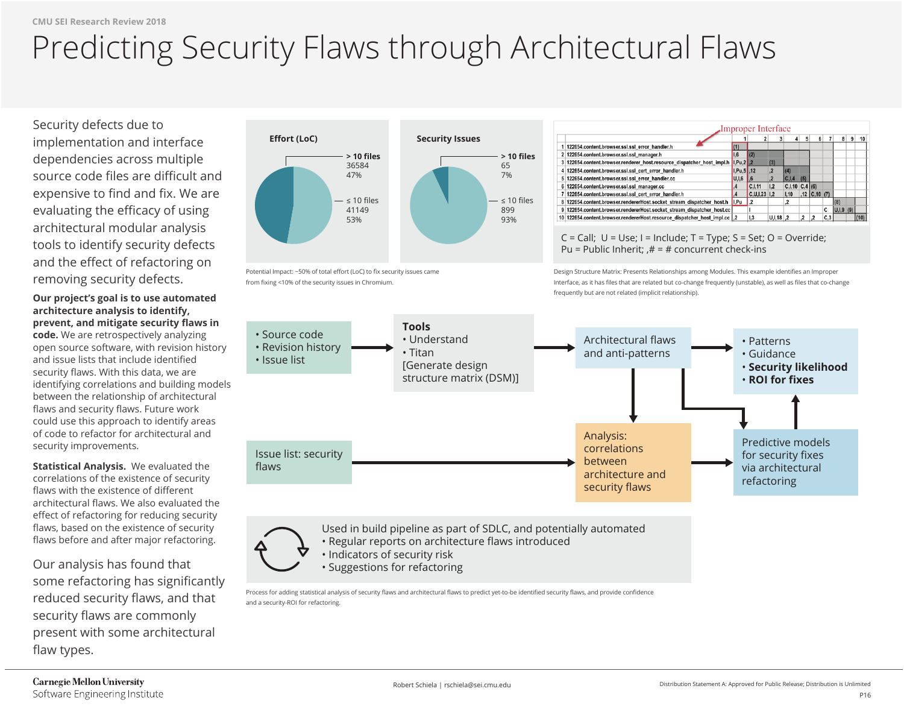CMU SEI Research Review 2018

# Predicting Security Flaws through Architectural Flaws

Security defects due to implementation and interface dependencies across multiple source code files are difficult and expensive to find and fix. We are evaluating the efficacy of using architectural modular analysis tools to identify security defects and the effect of refactoring on removing security defects.

**Our project's goal is to use automated architecture analysis to identify, prevent, and mitigate security flaws in code.** We are retrospectively analyzing open source software, with revision history and issue lists that include identified security flaws. With this data, we are identifying correlations and building models between the relationship of architectural flaws and security flaws. Future work could use this approach to identify areas of code to refactor for architectural and security improvements.

**Statistical Analysis.** We evaluated the correlations of the existence of security flaws with the existence of different architectural flaws. We also evaluated the effect of refactoring for reducing security flaws, based on the existence of security flaws before and after major refactoring.

Our analysis has found that some refactoring has significantly reduced security flaws, and that security flaws are commonly present with some architectural flaw types.

**Effort (LoC)**

| | LoC | % |
|---|---|---|
| **> 10 files** | 36584 | 47% |
| ≤ 10 files | 41149 | 53% |

**Security Issues**

| | Issues | % |
|---|---|---|
| **> 10 files** | 65 | 7% |
| ≤ 10 files | 899 | 93% |

Potential Impact: ~50% of total effort (LoC) to fix security issues came from fixing <10% of the security issues in Chromium.

Improper Interface

| | | 1 | 2 | 3 | 4 | 5 | 6 | 7 | 8 | 9 | 10 |
|---|---|---|---|---|---|---|---|---|---|---|---|
| 1 | 122654.content.browser.ssl.ssl_error_handler.h | (1) | | | | | | | | | |
| 2 | 122654.content.browser.ssl.ssl_manager.h | I,6 | (2) | | | | | | | | |
| 3 | 122654.content.browser.renderer_host.resource_dispatcher_host_impl.h | I,Pu,2 | ,2 | (3) | | | | | | | |
| 4 | 122654.content.browser.ssl.ssl_cert_error_handler.h | I,Pu,5 | ,12 | ,2 | (4) | | | | | | |
| 5 | 122654.content.browser.ssl.ssl_error_handler.cc | U,I,6 | ,6 | ,2 | C,I,4 | (5) | | | | | |
| 6 | 122654.content.browser.ssl.ssl_manager.cc | ,4 | C,I,11 | I,2 | C,I,10 | C,4 | (6) | | | | |
| 7 | 122654.content.browser.ssl.ssl_cert_error_handler.cc | ,4 | C,U,I,23 | I,2 | I,10 | ,12 | C,10 | (7) | | | |
| 8 | 122654.content.browser.rendererHost.socket_stream_dispatcher_host.h | I,Pu | ,2 | | ,2 | | | | (8) | | |
| 9 | 122654.content.browser.rendererHost.socket_stream_dispatcher_host.cc | I | | | | | | C | U,I,9 | (9) | |
| 10 | 122654.content.browser.rendererHost.resource_dispatcher_host_impl.cc | ,2 | I,3 | U,I,18 | ,2 | ,2 | ,2 | C,3 | | | (10) |

C = Call; U = Use; I = Include; T = Type; S = Set; O = Override; Pu = Public Inherit; ,# = # concurrent check-ins

Design Structure Matrix: Presents Relationships among Modules. This example identifies an Improper Interface, as it has files that are related but co-change frequently (unstable), as well as files that co-change frequently but are not related (implicit relationship).

- Source code
- Revision history
- Issue list

→ **Tools**
- Understand
- Titan

[Generate design structure matrix (DSM)]

→ Architectural flaws and anti-patterns → 
- Patterns
- Guidance
- **Security likelihood**
- **ROI for fixes**

Issue list: security flaws → Analysis: correlations between architecture and security flaws → Predictive models for security fixes via architectural refactoring

Used in build pipeline as part of SDLC, and potentially automated
- Regular reports on architecture flaws introduced
- Indicators of security risk
- Suggestions for refactoring

Process for adding statistical analysis of security flaws and architectural flaws to predict yet-to-be identified security flaws, and provide confidence and a security-ROI for refactoring.

Carnegie Mellon University
Software Engineering Institute

Robert Schiela | rschiela@sei.cmu.edu

Distribution Statement A: Approved for Public Release; Distribution is Unlimited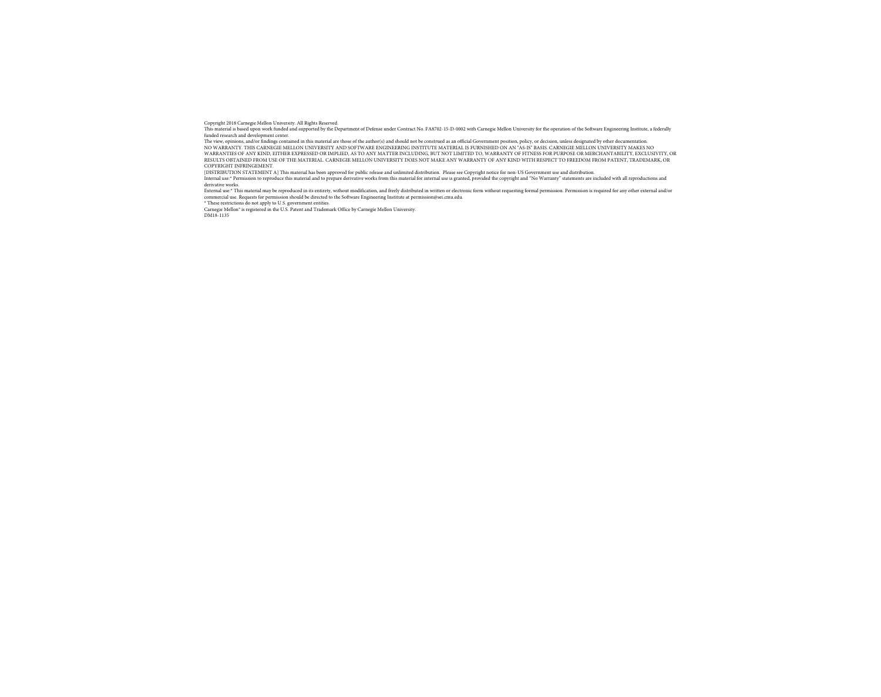Copyright 2018 Carnegie Mellon University. All Rights Reserved.

This material is based upon work funded and supported by the Department of Defense under Contract No. FA8702-15-D-0002 with Carnegie Mellon University for the operation of the Software Engineering Institute, a federally funded research and development center.

The view, opinions, and/or findings contained in this material are those of the author(s) and should not be construed as an official Government position, policy, or decision, unless designated by other documentation.

NO WARRANTY. THIS CARNEGIE MELLON UNIVERSITY AND SOFTWARE ENGINEERING INSTITUTE MATERIAL IS FURNISHED ON AN "AS-IS" BASIS. CARNEGIE MELLON UNIVERSITY MAKES NO WARRANTIES OF ANY KIND, EITHER EXPRESSED OR IMPLIED, AS TO ANY MATTER INCLUDING, BUT NOT LIMITED TO, WARRANTY OF FITNESS FOR PURPOSE OR MERCHANTABILITY, EXCLUSIVITY, OR RESULTS OBTAINED FROM USE OF THE MATERIAL. CARNEGIE MELLON UNIVERSITY DOES NOT MAKE ANY WARRANTY OF ANY KIND WITH RESPECT TO FREEDOM FROM PATENT, TRADEMARK, OR COPYRIGHT INFRINGEMENT.

[DISTRIBUTION STATEMENT A] This material has been approved for public release and unlimited distribution. Please see Copyright notice for non-US Government use and distribution.

Internal use:* Permission to reproduce this material and to prepare derivative works from this material for internal use is granted, provided the copyright and "No Warranty" statements are included with all reproductions and derivative works.

External use:* This material may be reproduced in its entirety, without modification, and freely distributed in written or electronic form without requesting formal permission. Permission is required for any other external and/or commercial use. Requests for permission should be directed to the Software Engineering Institute at permission@sei.cmu.edu.

* These restrictions do not apply to U.S. government entities.

Carnegie Mellon® is registered in the U.S. Patent and Trademark Office by Carnegie Mellon University.

DM18-1135